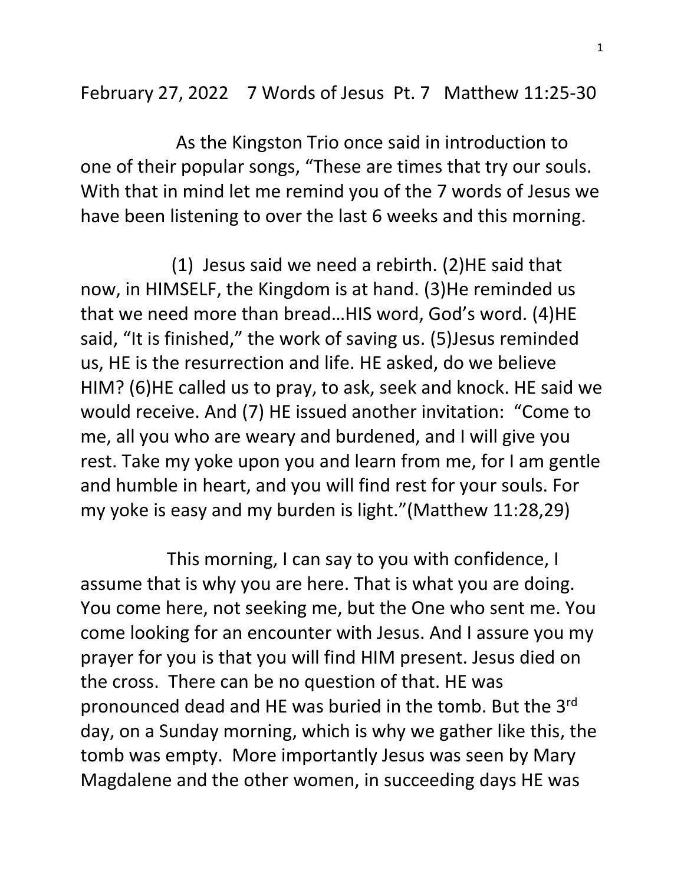February 27, 2022    7 Words of Jesus  Pt. 7   Matthew 11:25-30

As the Kingston Trio once said in introduction to one of their popular songs, "These are times that try our souls. With that in mind let me remind you of the 7 words of Jesus we have been listening to over the last 6 weeks and this morning.

(1) Jesus said we need a rebirth. (2)HE said that now, in HIMSELF, the Kingdom is at hand. (3)He reminded us that we need more than bread…HIS word, God's word. (4)HE said, "It is finished," the work of saving us. (5)Jesus reminded us, HE is the resurrection and life. HE asked, do we believe HIM? (6)HE called us to pray, to ask, seek and knock. HE said we would receive. And (7) HE issued another invitation: "Come to me, all you who are weary and burdened, and I will give you rest. Take my yoke upon you and learn from me, for I am gentle and humble in heart, and you will find rest for your souls. For my yoke is easy and my burden is light."(Matthew 11:28,29)

This morning, I can say to you with confidence, I assume that is why you are here. That is what you are doing. You come here, not seeking me, but the One who sent me. You come looking for an encounter with Jesus. And I assure you my prayer for you is that you will find HIM present. Jesus died on the cross. There can be no question of that. HE was pronounced dead and HE was buried in the tomb. But the 3rd day, on a Sunday morning, which is why we gather like this, the tomb was empty. More importantly Jesus was seen by Mary Magdalene and the other women, in succeeding days HE was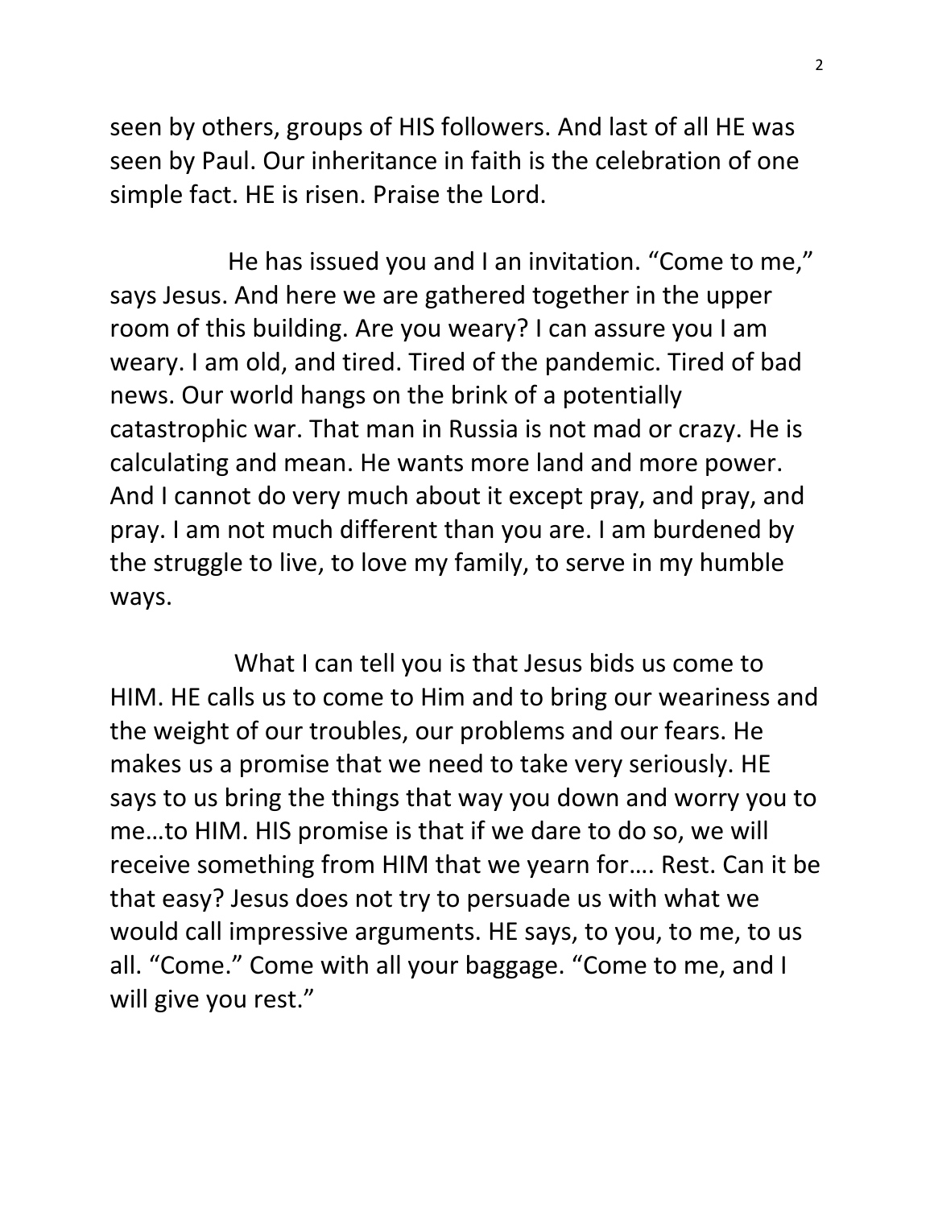seen by others, groups of HIS followers. And last of all HE was seen by Paul. Our inheritance in faith is the celebration of one simple fact. HE is risen. Praise the Lord.

He has issued you and I an invitation. “Come to me,” says Jesus. And here we are gathered together in the upper room of this building. Are you weary? I can assure you I am weary. I am old, and tired. Tired of the pandemic. Tired of bad news. Our world hangs on the brink of a potentially catastrophic war. That man in Russia is not mad or crazy. He is calculating and mean. He wants more land and more power. And I cannot do very much about it except pray, and pray, and pray. I am not much different than you are. I am burdened by the struggle to live, to love my family, to serve in my humble ways.

What I can tell you is that Jesus bids us come to HIM. HE calls us to come to Him and to bring our weariness and the weight of our troubles, our problems and our fears. He makes us a promise that we need to take very seriously. HE says to us bring the things that way you down and worry you to me…to HIM. HIS promise is that if we dare to do so, we will receive something from HIM that we yearn for…. Rest. Can it be that easy? Jesus does not try to persuade us with what we would call impressive arguments. HE says, to you, to me, to us all. “Come.” Come with all your baggage. “Come to me, and I will give you rest.”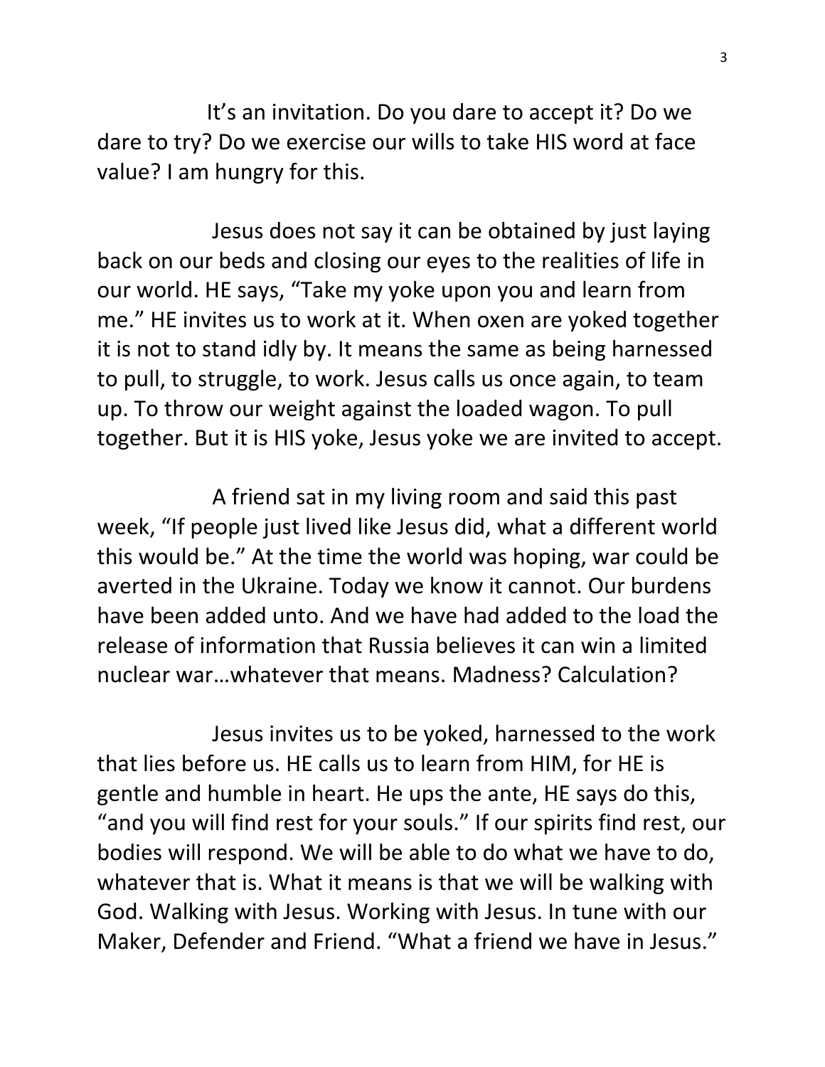It's an invitation. Do you dare to accept it? Do we dare to try? Do we exercise our wills to take HIS word at face value? I am hungry for this.

Jesus does not say it can be obtained by just laying back on our beds and closing our eyes to the realities of life in our world. HE says, "Take my yoke upon you and learn from me." HE invites us to work at it. When oxen are yoked together it is not to stand idly by. It means the same as being harnessed to pull, to struggle, to work. Jesus calls us once again, to team up. To throw our weight against the loaded wagon. To pull together. But it is HIS yoke, Jesus yoke we are invited to accept.

A friend sat in my living room and said this past week, "If people just lived like Jesus did, what a different world this would be." At the time the world was hoping, war could be averted in the Ukraine. Today we know it cannot. Our burdens have been added unto. And we have had added to the load the release of information that Russia believes it can win a limited nuclear war…whatever that means. Madness? Calculation?

Jesus invites us to be yoked, harnessed to the work that lies before us. HE calls us to learn from HIM, for HE is gentle and humble in heart. He ups the ante, HE says do this, "and you will find rest for your souls." If our spirits find rest, our bodies will respond. We will be able to do what we have to do, whatever that is. What it means is that we will be walking with God. Walking with Jesus. Working with Jesus. In tune with our Maker, Defender and Friend. "What a friend we have in Jesus."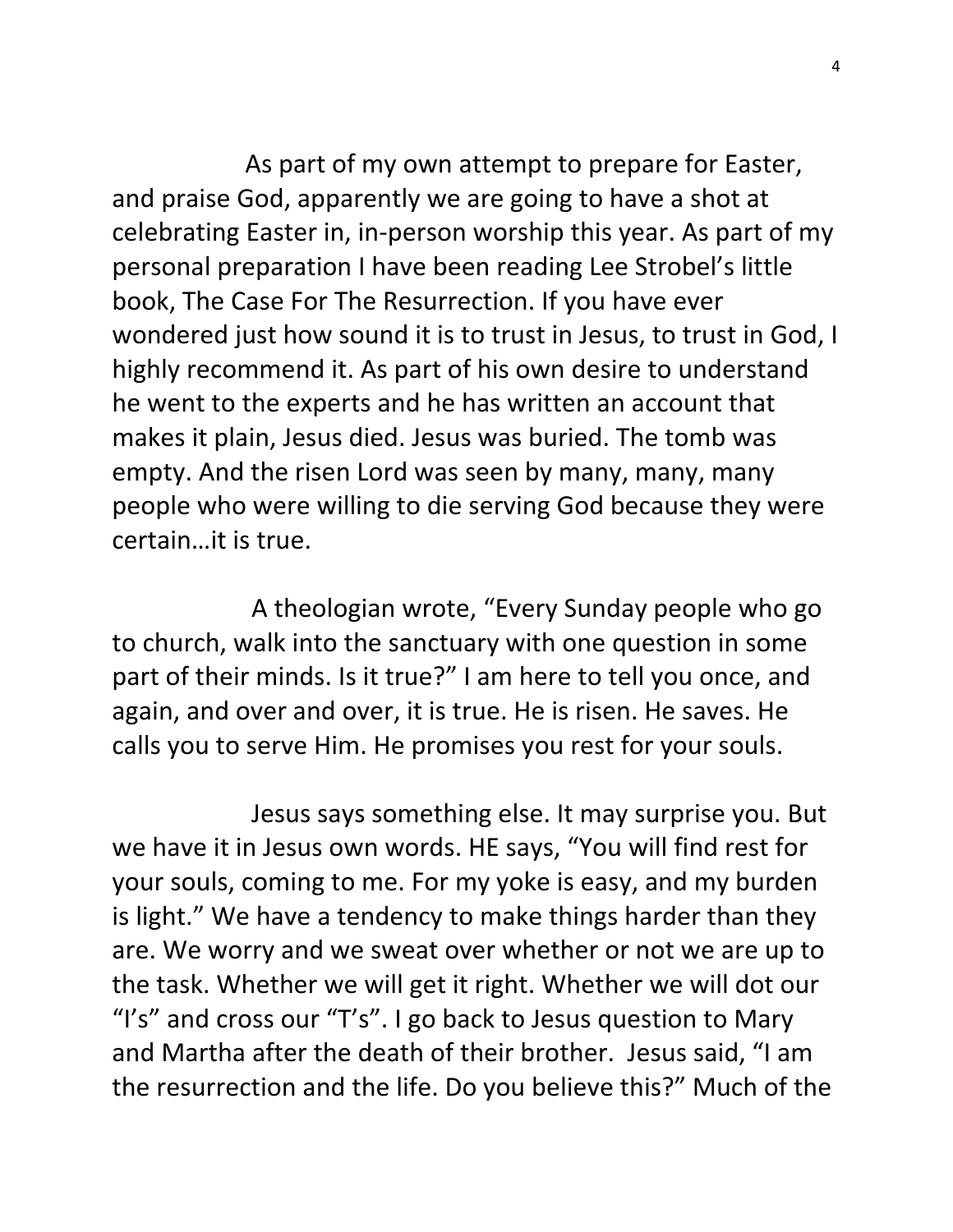As part of my own attempt to prepare for Easter, and praise God, apparently we are going to have a shot at celebrating Easter in, in-person worship this year. As part of my personal preparation I have been reading Lee Strobel's little book, The Case For The Resurrection. If you have ever wondered just how sound it is to trust in Jesus, to trust in God, I highly recommend it. As part of his own desire to understand he went to the experts and he has written an account that makes it plain, Jesus died. Jesus was buried. The tomb was empty. And the risen Lord was seen by many, many, many people who were willing to die serving God because they were certain…it is true.

A theologian wrote, "Every Sunday people who go to church, walk into the sanctuary with one question in some part of their minds. Is it true?" I am here to tell you once, and again, and over and over, it is true. He is risen. He saves. He calls you to serve Him. He promises you rest for your souls.

Jesus says something else. It may surprise you. But we have it in Jesus own words. HE says, "You will find rest for your souls, coming to me. For my yoke is easy, and my burden is light." We have a tendency to make things harder than they are. We worry and we sweat over whether or not we are up to the task. Whether we will get it right. Whether we will dot our "I's" and cross our "T's". I go back to Jesus question to Mary and Martha after the death of their brother. Jesus said, "I am the resurrection and the life. Do you believe this?" Much of the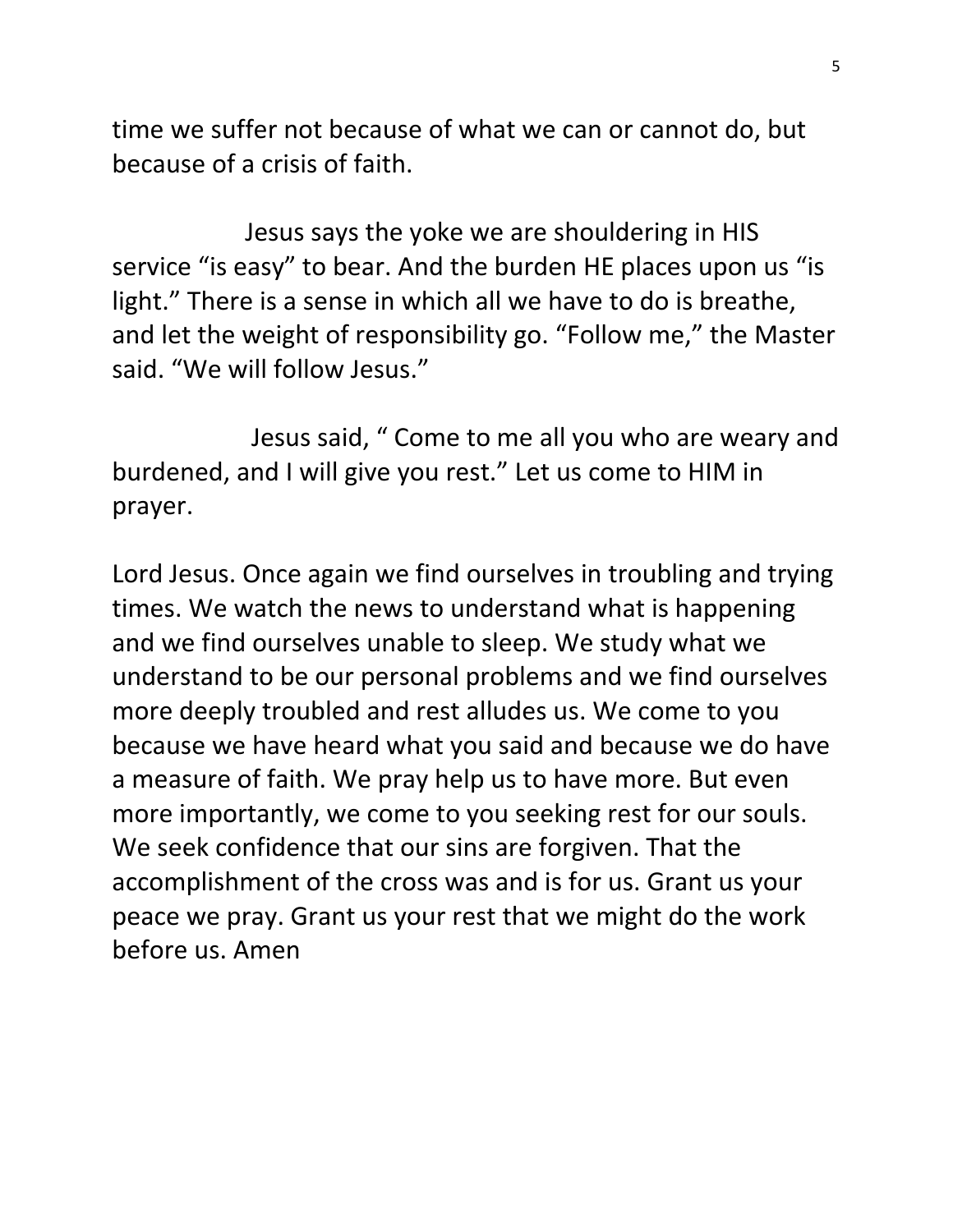time we suffer not because of what we can or cannot do, but because of a crisis of faith.

Jesus says the yoke we are shouldering in HIS service "is easy" to bear. And the burden HE places upon us "is light." There is a sense in which all we have to do is breathe, and let the weight of responsibility go. "Follow me," the Master said. "We will follow Jesus."

Jesus said, " Come to me all you who are weary and burdened, and I will give you rest." Let us come to HIM in prayer.

Lord Jesus. Once again we find ourselves in troubling and trying times. We watch the news to understand what is happening and we find ourselves unable to sleep. We study what we understand to be our personal problems and we find ourselves more deeply troubled and rest alludes us. We come to you because we have heard what you said and because we do have a measure of faith. We pray help us to have more. But even more importantly, we come to you seeking rest for our souls. We seek confidence that our sins are forgiven. That the accomplishment of the cross was and is for us. Grant us your peace we pray. Grant us your rest that we might do the work before us. Amen